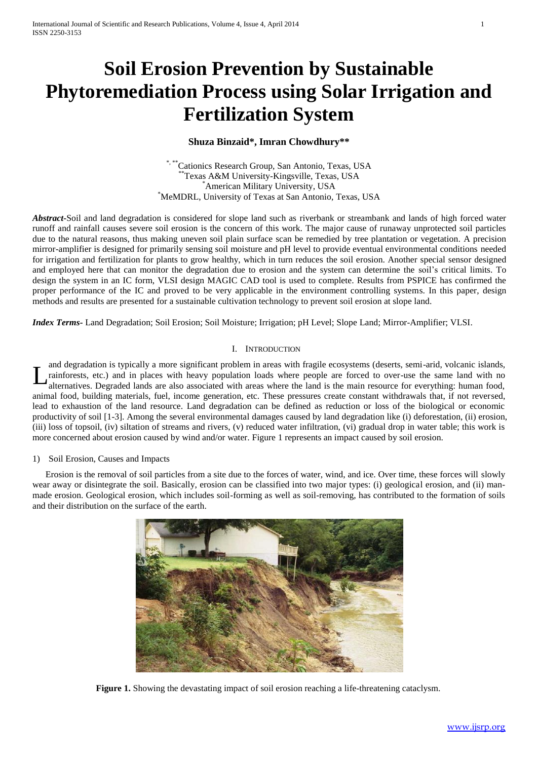# Soil Erosion Prevention by Sustainable Phytoremediation Process using Solar Irrigation and Fertilization System

**Shuza Binzaid\*, Imran Chowdhury\*\***

\*, \*\*Cationics Research Group, San Antonio, Texas, USA
\*\*Texas A&M University-Kingsville, Texas, USA
\*American Military University, USA
\*MeMDRL, University of Texas at San Antonio, Texas, USA

***Abstract-***Soil and land degradation is considered for slope land such as riverbank or streambank and lands of high forced water runoff and rainfall causes severe soil erosion is the concern of this work. The major cause of runaway unprotected soil particles due to the natural reasons, thus making uneven soil plain surface scan be remedied by tree plantation or vegetation. A precision mirror-amplifier is designed for primarily sensing soil moisture and pH level to provide eventual environmental conditions needed for irrigation and fertilization for plants to grow healthy, which in turn reduces the soil erosion. Another special sensor designed and employed here that can monitor the degradation due to erosion and the system can determine the soil's critical limits. To design the system in an IC form, VLSI design MAGIC CAD tool is used to complete. Results from PSPICE has confirmed the proper performance of the IC and proved to be very applicable in the environment controlling systems. In this paper, design methods and results are presented for a sustainable cultivation technology to prevent soil erosion at slope land.

***Index Terms-*** Land Degradation; Soil Erosion; Soil Moisture; Irrigation; pH Level; Slope Land; Mirror-Amplifier; VLSI.

## I. INTRODUCTION

Land degradation is typically a more significant problem in areas with fragile ecosystems (deserts, semi-arid, volcanic islands, rainforests, etc.) and in places with heavy population loads where people are forced to over-use the same land with no alternatives. Degraded lands are also associated with areas where the land is the main resource for everything: human food, animal food, building materials, fuel, income generation, etc. These pressures create constant withdrawals that, if not reversed, lead to exhaustion of the land resource. Land degradation can be defined as reduction or loss of the biological or economic productivity of soil [1-3]. Among the several environmental damages caused by land degradation like (i) deforestation, (ii) erosion, (iii) loss of topsoil, (iv) siltation of streams and rivers, (v) reduced water infiltration, (vi) gradual drop in water table; this work is more concerned about erosion caused by wind and/or water. Figure 1 represents an impact caused by soil erosion.

### 1) Soil Erosion, Causes and Impacts

Erosion is the removal of soil particles from a site due to the forces of water, wind, and ice. Over time, these forces will slowly wear away or disintegrate the soil. Basically, erosion can be classified into two major types: (i) geological erosion, and (ii) man-made erosion. Geological erosion, which includes soil-forming as well as soil-removing, has contributed to the formation of soils and their distribution on the surface of the earth.

**Figure 1.** Showing the devastating impact of soil erosion reaching a life-threatening cataclysm.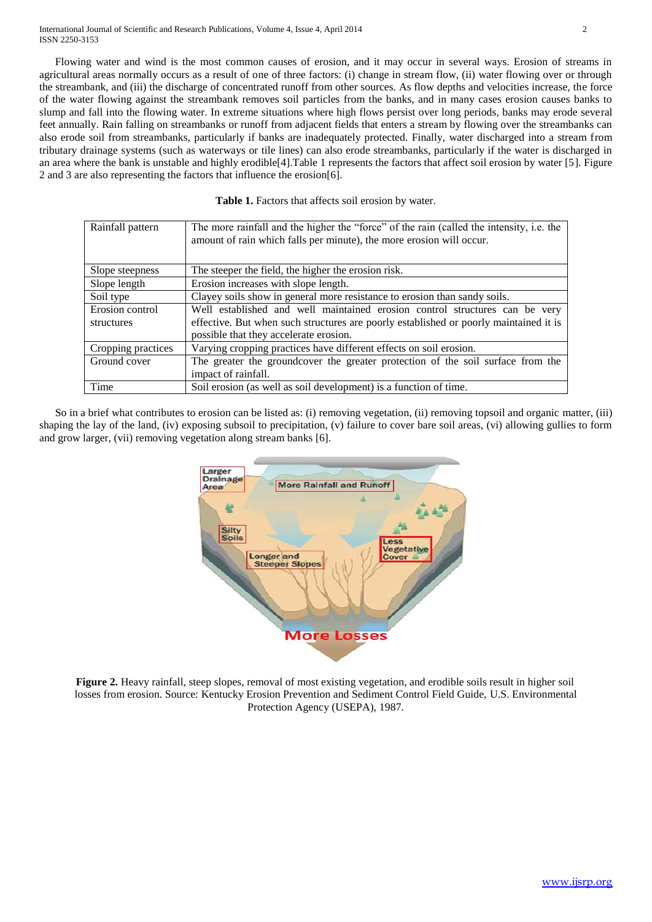Flowing water and wind is the most common causes of erosion, and it may occur in several ways. Erosion of streams in agricultural areas normally occurs as a result of one of three factors: (i) change in stream flow, (ii) water flowing over or through the streambank, and (iii) the discharge of concentrated runoff from other sources. As flow depths and velocities increase, the force of the water flowing against the streambank removes soil particles from the banks, and in many cases erosion causes banks to slump and fall into the flowing water. In extreme situations where high flows persist over long periods, banks may erode several feet annually. Rain falling on streambanks or runoff from adjacent fields that enters a stream by flowing over the streambanks can also erode soil from streambanks, particularly if banks are inadequately protected. Finally, water discharged into a stream from tributary drainage systems (such as waterways or tile lines) can also erode streambanks, particularly if the water is discharged in an area where the bank is unstable and highly erodible[4].Table 1 represents the factors that affect soil erosion by water [5]. Figure 2 and 3 are also representing the factors that influence the erosion[6].

**Table 1.** Factors that affects soil erosion by water.

| | |
|---|---|
| Rainfall pattern | The more rainfall and the higher the "force" of the rain (called the intensity, i.e. the amount of rain which falls per minute), the more erosion will occur. |
| Slope steepness | The steeper the field, the higher the erosion risk. |
| Slope length | Erosion increases with slope length. |
| Soil type | Clayey soils show in general more resistance to erosion than sandy soils. |
| Erosion control structures | Well established and well maintained erosion control structures can be very effective. But when such structures are poorly established or poorly maintained it is possible that they accelerate erosion. |
| Cropping practices | Varying cropping practices have different effects on soil erosion. |
| Ground cover | The greater the groundcover the greater protection of the soil surface from the impact of rainfall. |
| Time | Soil erosion (as well as soil development) is a function of time. |

So in a brief what contributes to erosion can be listed as: (i) removing vegetation, (ii) removing topsoil and organic matter, (iii) shaping the lay of the land, (iv) exposing subsoil to precipitation, (v) failure to cover bare soil areas, (vi) allowing gullies to form and grow larger, (vii) removing vegetation along stream banks [6].

**Figure 2.** Heavy rainfall, steep slopes, removal of most existing vegetation, and erodible soils result in higher soil losses from erosion. Source: Kentucky Erosion Prevention and Sediment Control Field Guide, U.S. Environmental Protection Agency (USEPA), 1987.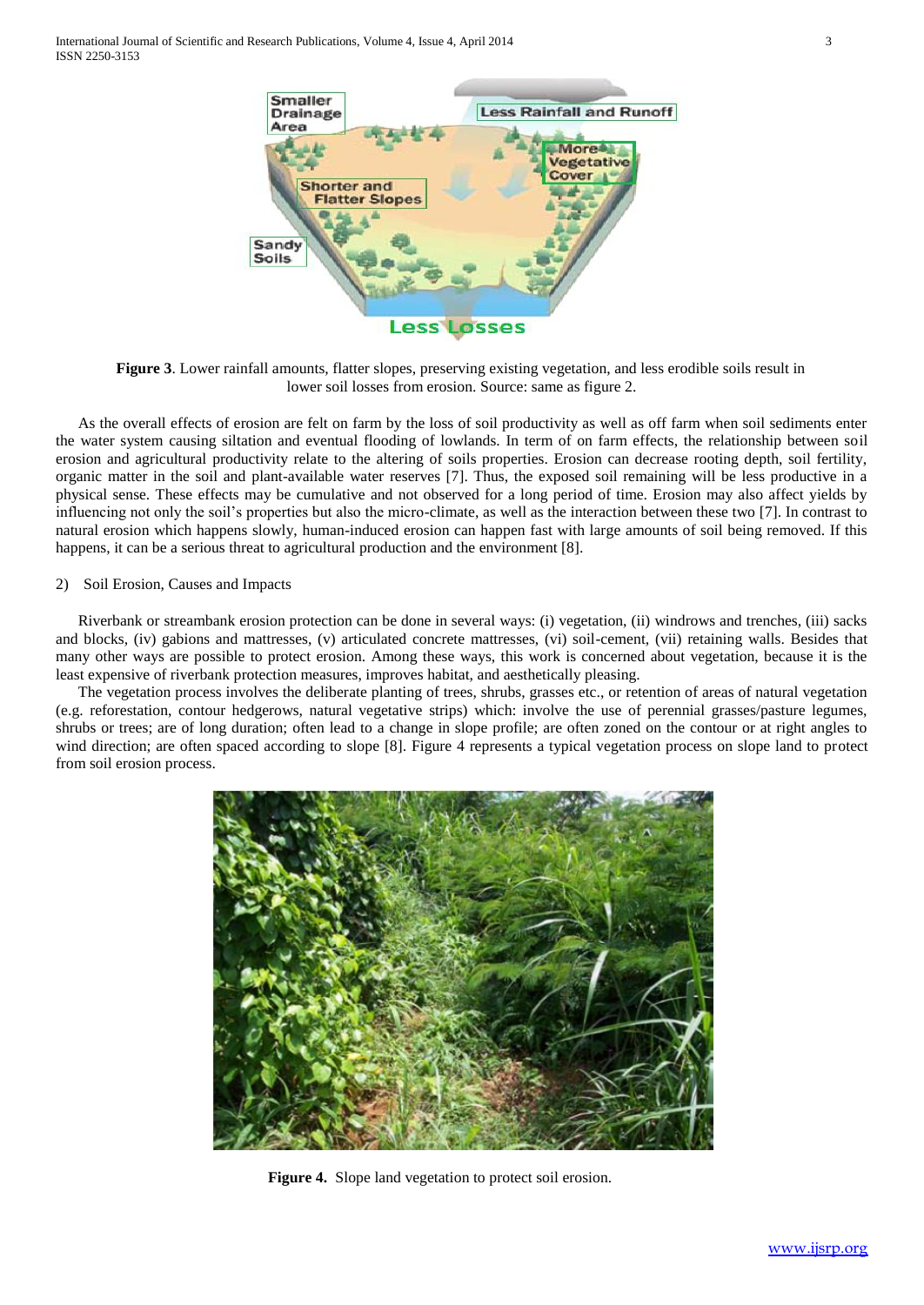**Figure 3**. Lower rainfall amounts, flatter slopes, preserving existing vegetation, and less erodible soils result in lower soil losses from erosion. Source: same as figure 2.

As the overall effects of erosion are felt on farm by the loss of soil productivity as well as off farm when soil sediments enter the water system causing siltation and eventual flooding of lowlands. In term of on farm effects, the relationship between soil erosion and agricultural productivity relate to the altering of soils properties. Erosion can decrease rooting depth, soil fertility, organic matter in the soil and plant-available water reserves [7]. Thus, the exposed soil remaining will be less productive in a physical sense. These effects may be cumulative and not observed for a long period of time. Erosion may also affect yields by influencing not only the soil's properties but also the micro-climate, as well as the interaction between these two [7]. In contrast to natural erosion which happens slowly, human-induced erosion can happen fast with large amounts of soil being removed. If this happens, it can be a serious threat to agricultural production and the environment [8].

2) Soil Erosion, Causes and Impacts

Riverbank or streambank erosion protection can be done in several ways: (i) vegetation, (ii) windrows and trenches, (iii) sacks and blocks, (iv) gabions and mattresses, (v) articulated concrete mattresses, (vi) soil-cement, (vii) retaining walls. Besides that many other ways are possible to protect erosion. Among these ways, this work is concerned about vegetation, because it is the least expensive of riverbank protection measures, improves habitat, and aesthetically pleasing.

The vegetation process involves the deliberate planting of trees, shrubs, grasses etc., or retention of areas of natural vegetation (e.g. reforestation, contour hedgerows, natural vegetative strips) which: involve the use of perennial grasses/pasture legumes, shrubs or trees; are of long duration; often lead to a change in slope profile; are often zoned on the contour or at right angles to wind direction; are often spaced according to slope [8]. Figure 4 represents a typical vegetation process on slope land to protect from soil erosion process.

**Figure 4.** Slope land vegetation to protect soil erosion.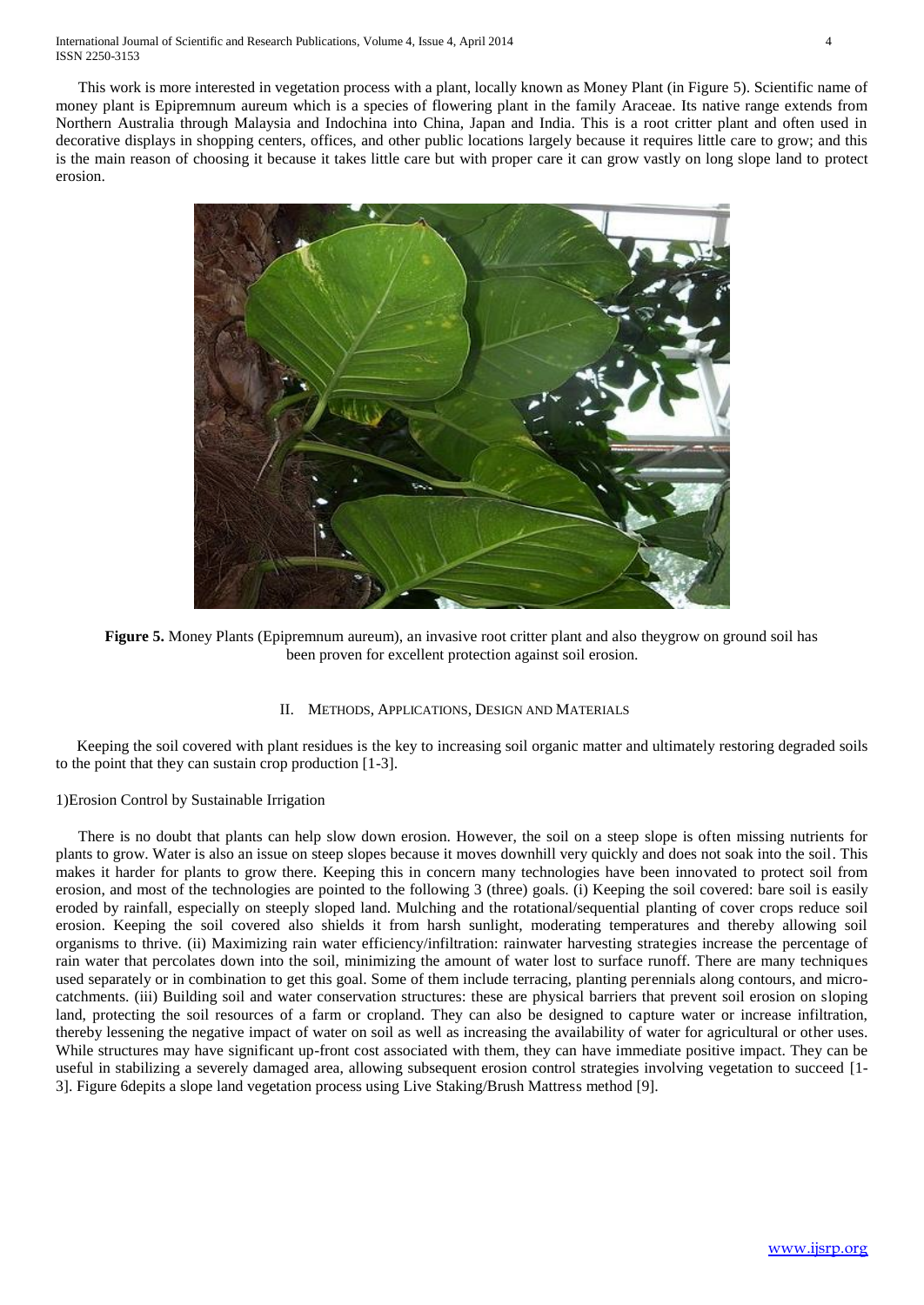This work is more interested in vegetation process with a plant, locally known as Money Plant (in Figure 5). Scientific name of money plant is Epipremnum aureum which is a species of flowering plant in the family Araceae. Its native range extends from Northern Australia through Malaysia and Indochina into China, Japan and India. This is a root critter plant and often used in decorative displays in shopping centers, offices, and other public locations largely because it requires little care to grow; and this is the main reason of choosing it because it takes little care but with proper care it can grow vastly on long slope land to protect erosion.

**Figure 5.** Money Plants (Epipremnum aureum), an invasive root critter plant and also theygrow on ground soil has been proven for excellent protection against soil erosion.

## II. Methods, Applications, Design and Materials

Keeping the soil covered with plant residues is the key to increasing soil organic matter and ultimately restoring degraded soils to the point that they can sustain crop production [1-3].

### 1)Erosion Control by Sustainable Irrigation

There is no doubt that plants can help slow down erosion. However, the soil on a steep slope is often missing nutrients for plants to grow. Water is also an issue on steep slopes because it moves downhill very quickly and does not soak into the soil. This makes it harder for plants to grow there. Keeping this in concern many technologies have been innovated to protect soil from erosion, and most of the technologies are pointed to the following 3 (three) goals. (i) Keeping the soil covered: bare soil is easily eroded by rainfall, especially on steeply sloped land. Mulching and the rotational/sequential planting of cover crops reduce soil erosion. Keeping the soil covered also shields it from harsh sunlight, moderating temperatures and thereby allowing soil organisms to thrive. (ii) Maximizing rain water efficiency/infiltration: rainwater harvesting strategies increase the percentage of rain water that percolates down into the soil, minimizing the amount of water lost to surface runoff. There are many techniques used separately or in combination to get this goal. Some of them include terracing, planting perennials along contours, and micro-catchments. (iii) Building soil and water conservation structures: these are physical barriers that prevent soil erosion on sloping land, protecting the soil resources of a farm or cropland. They can also be designed to capture water or increase infiltration, thereby lessening the negative impact of water on soil as well as increasing the availability of water for agricultural or other uses. While structures may have significant up-front cost associated with them, they can have immediate positive impact. They can be useful in stabilizing a severely damaged area, allowing subsequent erosion control strategies involving vegetation to succeed [1-3]. Figure 6depits a slope land vegetation process using Live Staking/Brush Mattress method [9].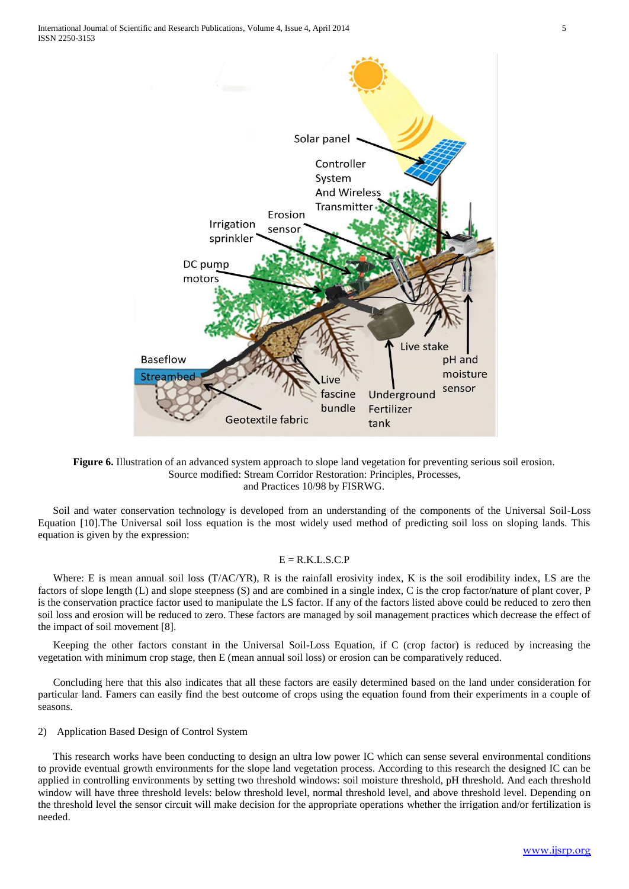**Figure 6.** Illustration of an advanced system approach to slope land vegetation for preventing serious soil erosion. Source modified: Stream Corridor Restoration: Principles, Processes, and Practices 10/98 by FISRWG.

Soil and water conservation technology is developed from an understanding of the components of the Universal Soil-Loss Equation [10].The Universal soil loss equation is the most widely used method of predicting soil loss on sloping lands. This equation is given by the expression:

$$E = R.K.L.S.C.P$$

Where: E is mean annual soil loss (T/AC/YR), R is the rainfall erosivity index, K is the soil erodibility index, LS are the factors of slope length (L) and slope steepness (S) and are combined in a single index, C is the crop factor/nature of plant cover, P is the conservation practice factor used to manipulate the LS factor. If any of the factors listed above could be reduced to zero then soil loss and erosion will be reduced to zero. These factors are managed by soil management practices which decrease the effect of the impact of soil movement [8].

Keeping the other factors constant in the Universal Soil-Loss Equation, if C (crop factor) is reduced by increasing the vegetation with minimum crop stage, then E (mean annual soil loss) or erosion can be comparatively reduced.

Concluding here that this also indicates that all these factors are easily determined based on the land under consideration for particular land. Famers can easily find the best outcome of crops using the equation found from their experiments in a couple of seasons.

2) Application Based Design of Control System

This research works have been conducting to design an ultra low power IC which can sense several environmental conditions to provide eventual growth environments for the slope land vegetation process. According to this research the designed IC can be applied in controlling environments by setting two threshold windows: soil moisture threshold, pH threshold. And each threshold window will have three threshold levels: below threshold level, normal threshold level, and above threshold level. Depending on the threshold level the sensor circuit will make decision for the appropriate operations whether the irrigation and/or fertilization is needed.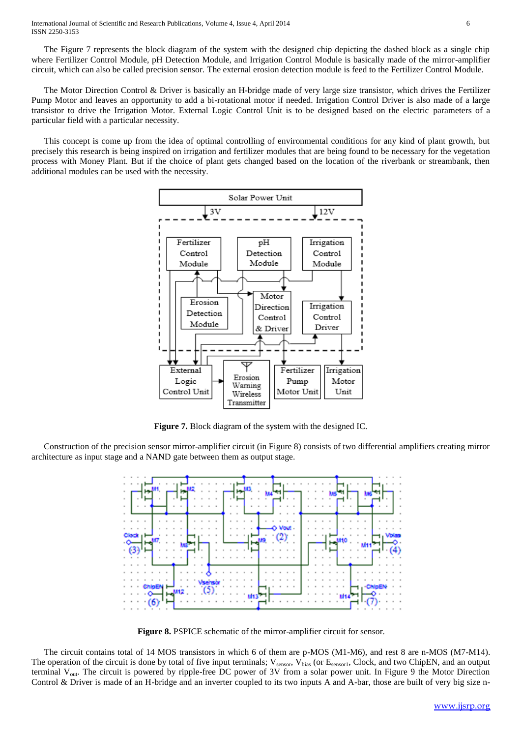The Figure 7 represents the block diagram of the system with the designed chip depicting the dashed block as a single chip where Fertilizer Control Module, pH Detection Module, and Irrigation Control Module is basically made of the mirror-amplifier circuit, which can also be called precision sensor. The external erosion detection module is feed to the Fertilizer Control Module.

The Motor Direction Control & Driver is basically an H-bridge made of very large size transistor, which drives the Fertilizer Pump Motor and leaves an opportunity to add a bi-rotational motor if needed. Irrigation Control Driver is also made of a large transistor to drive the Irrigation Motor. External Logic Control Unit is to be designed based on the electric parameters of a particular field with a particular necessity.

This concept is come up from the idea of optimal controlling of environmental conditions for any kind of plant growth, but precisely this research is being inspired on irrigation and fertilizer modules that are being found to be necessary for the vegetation process with Money Plant. But if the choice of plant gets changed based on the location of the riverbank or streambank, then additional modules can be used with the necessity.

**Figure 7.** Block diagram of the system with the designed IC.

Construction of the precision sensor mirror-amplifier circuit (in Figure 8) consists of two differential amplifiers creating mirror architecture as input stage and a NAND gate between them as output stage.

**Figure 8.** PSPICE schematic of the mirror-amplifier circuit for sensor.

The circuit contains total of 14 MOS transistors in which 6 of them are p-MOS (M1-M6), and rest 8 are n-MOS (M7-M14). The operation of the circuit is done by total of five input terminals; $V_{sensor}$, $V_{bias}$ (or $E_{sensor1}$, Clock, and two ChipEN, and an output terminal $V_{out}$. The circuit is powered by ripple-free DC power of 3V from a solar power unit. In Figure 9 the Motor Direction Control & Driver is made of an H-bridge and an inverter coupled to its two inputs A and A-bar, those are built of very big size n-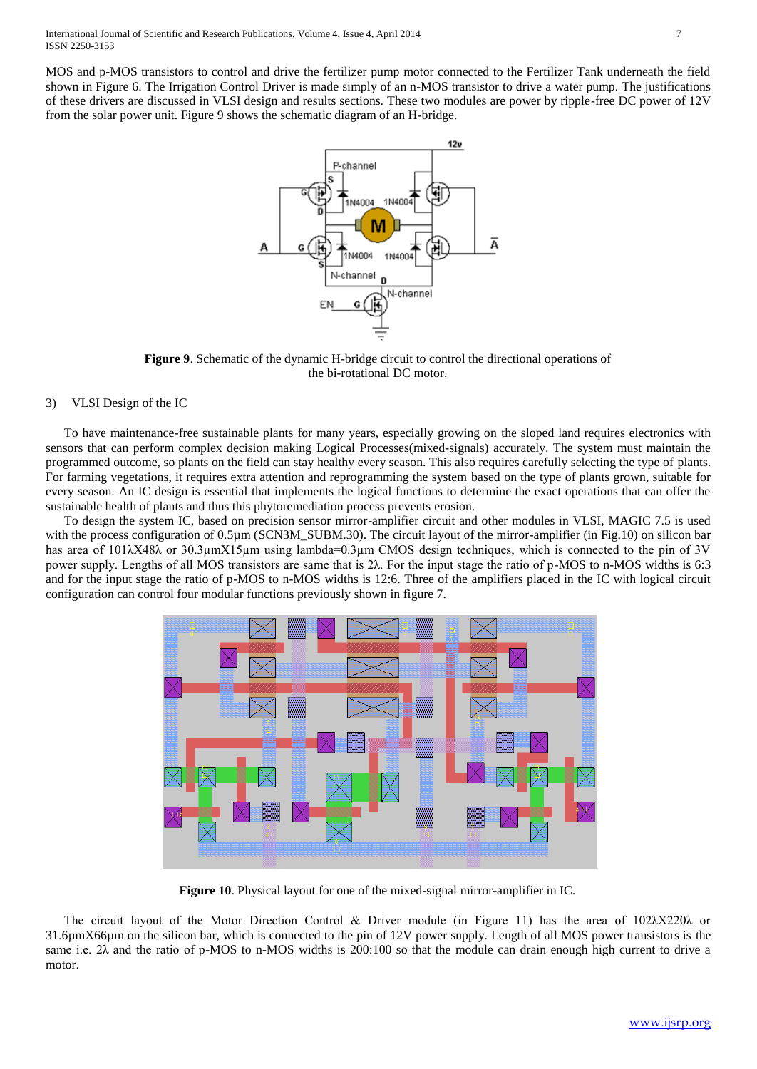MOS and p-MOS transistors to control and drive the fertilizer pump motor connected to the Fertilizer Tank underneath the field shown in Figure 6. The Irrigation Control Driver is made simply of an n-MOS transistor to drive a water pump. The justifications of these drivers are discussed in VLSI design and results sections. These two modules are power by ripple-free DC power of 12V from the solar power unit. Figure 9 shows the schematic diagram of an H-bridge.

**Figure 9**. Schematic of the dynamic H-bridge circuit to control the directional operations of the bi-rotational DC motor.

### 3) VLSI Design of the IC

To have maintenance-free sustainable plants for many years, especially growing on the sloped land requires electronics with sensors that can perform complex decision making Logical Processes(mixed-signals) accurately. The system must maintain the programmed outcome, so plants on the field can stay healthy every season. This also requires carefully selecting the type of plants. For farming vegetations, it requires extra attention and reprogramming the system based on the type of plants grown, suitable for every season. An IC design is essential that implements the logical functions to determine the exact operations that can offer the sustainable health of plants and thus this phytoremediation process prevents erosion.

To design the system IC, based on precision sensor mirror-amplifier circuit and other modules in VLSI, MAGIC 7.5 is used with the process configuration of 0.5µm (SCN3M_SUBM.30). The circuit layout of the mirror-amplifier (in Fig.10) on silicon bar has area of 101λX48λ or 30.3µmX15µm using lambda=0.3µm CMOS design techniques, which is connected to the pin of 3V power supply. Lengths of all MOS transistors are same that is 2λ. For the input stage the ratio of p-MOS to n-MOS widths is 6:3 and for the input stage the ratio of p-MOS to n-MOS widths is 12:6. Three of the amplifiers placed in the IC with logical circuit configuration can control four modular functions previously shown in figure 7.

**Figure 10**. Physical layout for one of the mixed-signal mirror-amplifier in IC.

The circuit layout of the Motor Direction Control & Driver module (in Figure 11) has the area of 102λX220λ or 31.6µmX66µm on the silicon bar, which is connected to the pin of 12V power supply. Length of all MOS power transistors is the same i.e. 2λ and the ratio of p-MOS to n-MOS widths is 200:100 so that the module can drain enough high current to drive a motor.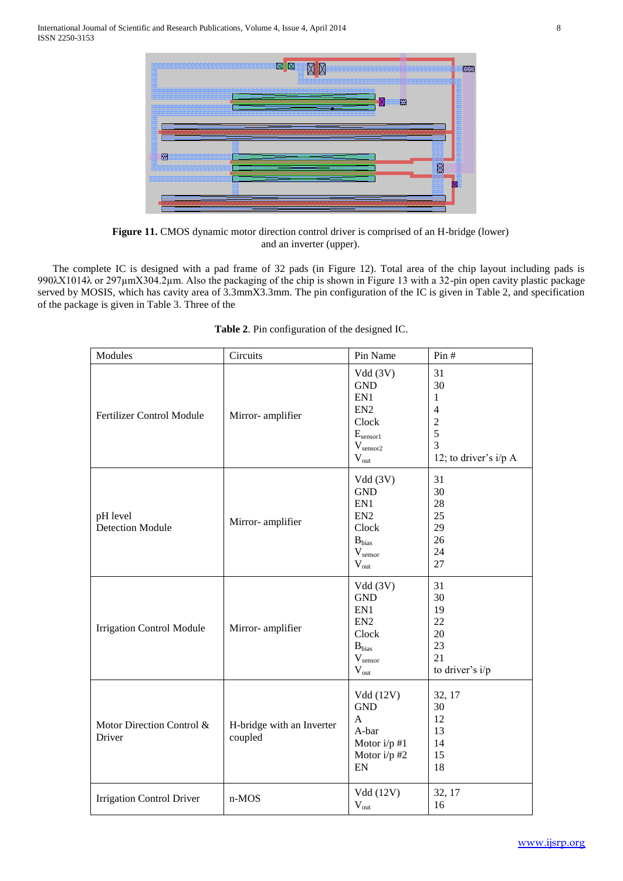**Figure 11.** CMOS dynamic motor direction control driver is comprised of an H-bridge (lower) and an inverter (upper).

The complete IC is designed with a pad frame of 32 pads (in Figure 12). Total area of the chip layout including pads is 990λX1014λ or 297µmX304.2µm. Also the packaging of the chip is shown in Figure 13 with a 32-pin open cavity plastic package served by MOSIS, which has cavity area of 3.3mmX3.3mm. The pin configuration of the IC is given in Table 2, and specification of the package is given in Table 3. Three of the

**Table 2**. Pin configuration of the designed IC.

| Modules | Circuits | Pin Name | Pin # |
|---|---|---|---|
| Fertilizer Control Module | Mirror- amplifier | Vdd (3V)<br>GND<br>EN1<br>EN2<br>Clock<br>$E_{sensor1}$<br>$V_{sensor2}$<br>$V_{out}$ | 31<br>30<br>1<br>4<br>2<br>5<br>3<br>12; to driver's i/p A |
| pH level Detection Module | Mirror- amplifier | Vdd (3V)<br>GND<br>EN1<br>EN2<br>Clock<br>$B_{bias}$<br>$V_{sensor}$<br>$V_{out}$ | 31<br>30<br>28<br>25<br>29<br>26<br>24<br>27 |
| Irrigation Control Module | Mirror- amplifier | Vdd (3V)<br>GND<br>EN1<br>EN2<br>Clock<br>$B_{bias}$<br>$V_{sensor}$<br>$V_{out}$ | 31<br>30<br>19<br>22<br>20<br>23<br>21<br>to driver's i/p |
| Motor Direction Control & Driver | H-bridge with an Inverter coupled | Vdd (12V)<br>GND<br>A<br>A-bar<br>Motor i/p #1<br>Motor i/p #2<br>EN | 32, 17<br>30<br>12<br>13<br>14<br>15<br>18 |
| Irrigation Control Driver | n-MOS | Vdd (12V)<br>$V_{out}$ | 32, 17<br>16 |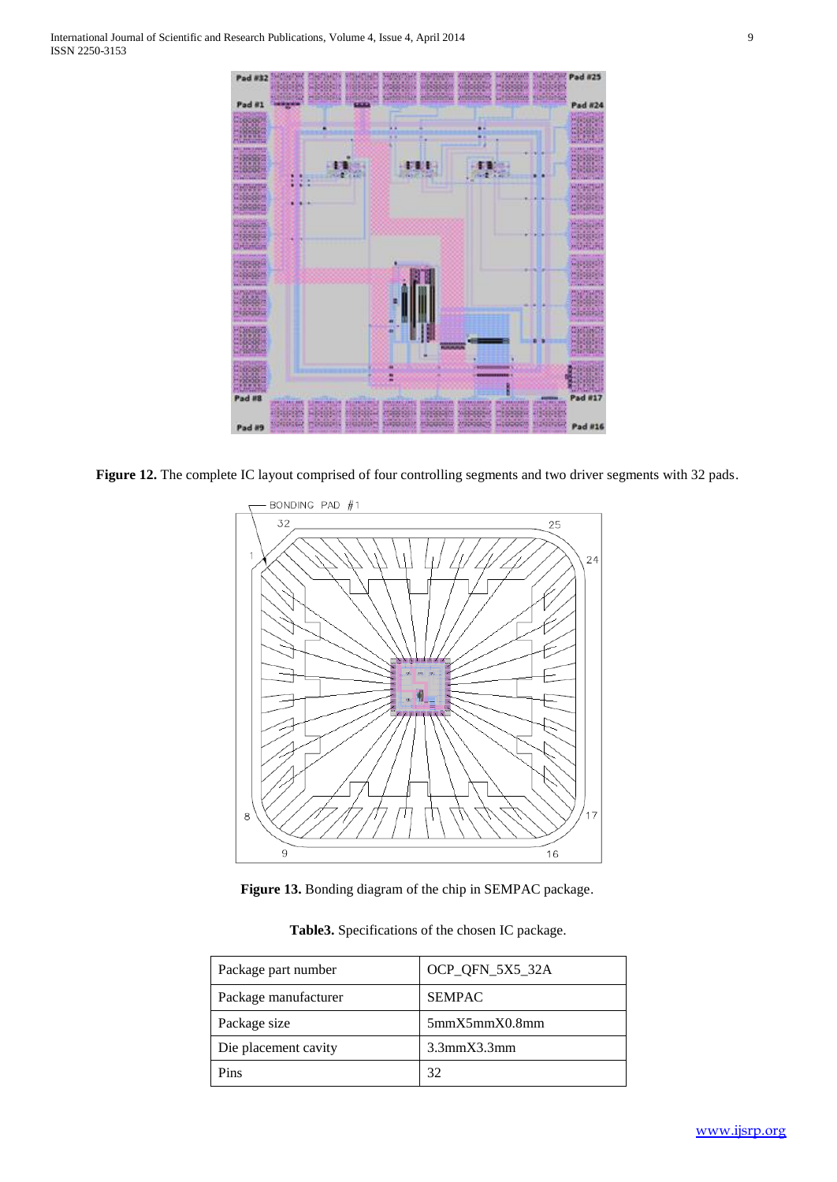**Figure 12.** The complete IC layout comprised of four controlling segments and two driver segments with 32 pads.

**Figure 13.** Bonding diagram of the chip in SEMPAC package.

**Table3.** Specifications of the chosen IC package.

| Package part number | OCP_QFN_5X5_32A |
|---|---|
| Package manufacturer | SEMPAC |
| Package size | 5mmX5mmX0.8mm |
| Die placement cavity | 3.3mmX3.3mm |
| Pins | 32 |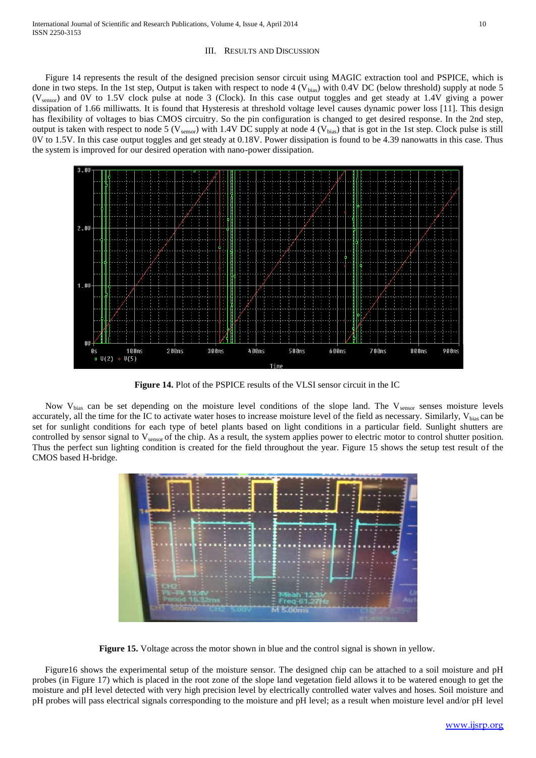## III. Results and Discussion

Figure 14 represents the result of the designed precision sensor circuit using MAGIC extraction tool and PSPICE, which is done in two steps. In the 1st step, Output is taken with respect to node 4 ($V_{bias}$) with 0.4V DC (below threshold) supply at node 5 ($V_{sensor}$) and 0V to 1.5V clock pulse at node 3 (Clock). In this case output toggles and get steady at 1.4V giving a power dissipation of 1.66 milliwatts. It is found that Hysteresis at threshold voltage level causes dynamic power loss [11]. This design has flexibility of voltages to bias CMOS circuitry. So the pin configuration is changed to get desired response. In the 2nd step, output is taken with respect to node 5 ($V_{sensor}$) with 1.4V DC supply at node 4 ($V_{bias}$) that is got in the 1st step. Clock pulse is still 0V to 1.5V. In this case output toggles and get steady at 0.18V. Power dissipation is found to be 4.39 nanowatts in this case. Thus the system is improved for our desired operation with nano-power dissipation.

**Figure 14.** Plot of the PSPICE results of the VLSI sensor circuit in the IC

Now $V_{bias}$ can be set depending on the moisture level conditions of the slope land. The $V_{sensor}$ senses moisture levels accurately, all the time for the IC to activate water hoses to increase moisture level of the field as necessary. Similarly, $V_{bias}$ can be set for sunlight conditions for each type of betel plants based on light conditions in a particular field. Sunlight shutters are controlled by sensor signal to $V_{sensor}$ of the chip. As a result, the system applies power to electric motor to control shutter position. Thus the perfect sun lighting condition is created for the field throughout the year. Figure 15 shows the setup test result of the CMOS based H-bridge.

**Figure 15.** Voltage across the motor shown in blue and the control signal is shown in yellow.

Figure16 shows the experimental setup of the moisture sensor. The designed chip can be attached to a soil moisture and pH probes (in Figure 17) which is placed in the root zone of the slope land vegetation field allows it to be watered enough to get the moisture and pH level detected with very high precision level by electrically controlled water valves and hoses. Soil moisture and pH probes will pass electrical signals corresponding to the moisture and pH level; as a result when moisture level and/or pH level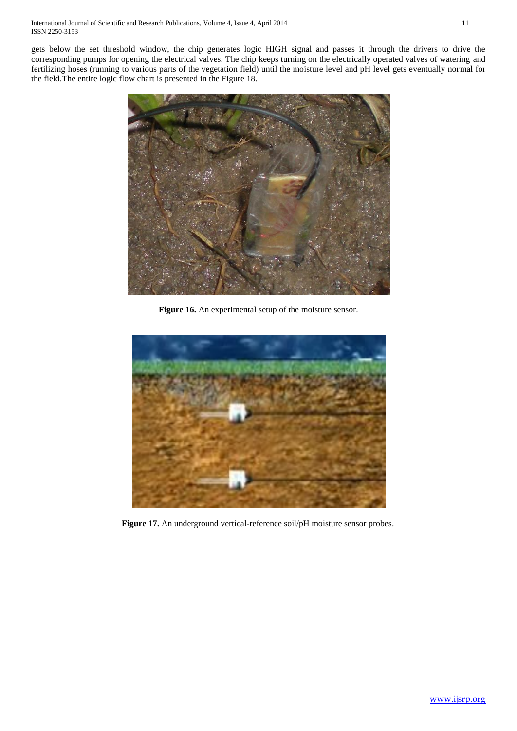gets below the set threshold window, the chip generates logic HIGH signal and passes it through the drivers to drive the corresponding pumps for opening the electrical valves. The chip keeps turning on the electrically operated valves of watering and fertilizing hoses (running to various parts of the vegetation field) until the moisture level and pH level gets eventually normal for the field.The entire logic flow chart is presented in the Figure 18.

**Figure 16.** An experimental setup of the moisture sensor.

**Figure 17.** An underground vertical-reference soil/pH moisture sensor probes.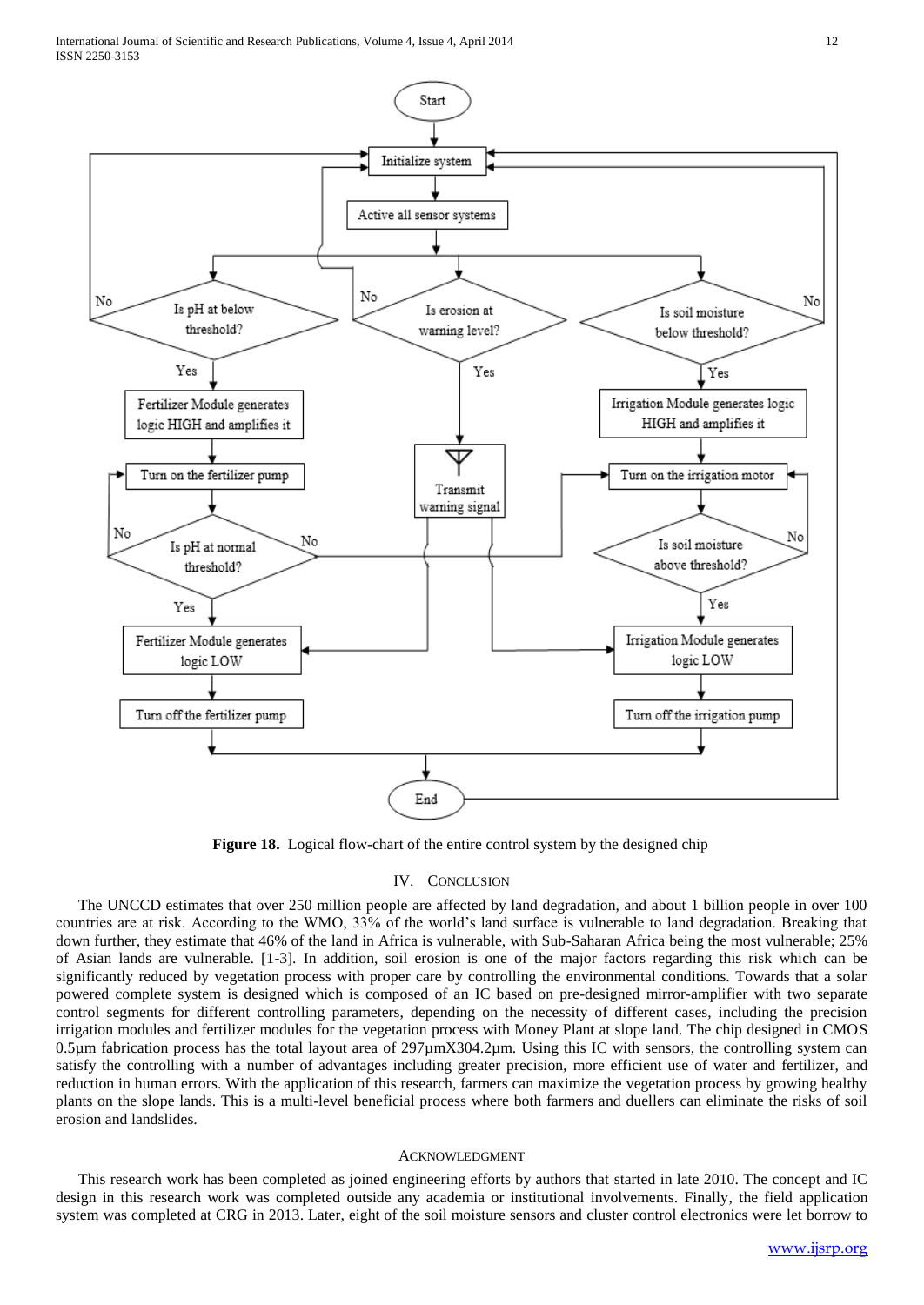Figure 18. Logical flow-chart of the entire control system by the designed chip

## IV. Conclusion

The UNCCD estimates that over 250 million people are affected by land degradation, and about 1 billion people in over 100 countries are at risk. According to the WMO, 33% of the world's land surface is vulnerable to land degradation. Breaking that down further, they estimate that 46% of the land in Africa is vulnerable, with Sub-Saharan Africa being the most vulnerable; 25% of Asian lands are vulnerable. [1-3]. In addition, soil erosion is one of the major factors regarding this risk which can be significantly reduced by vegetation process with proper care by controlling the environmental conditions. Towards that a solar powered complete system is designed which is composed of an IC based on pre-designed mirror-amplifier with two separate control segments for different controlling parameters, depending on the necessity of different cases, including the precision irrigation modules and fertilizer modules for the vegetation process with Money Plant at slope land. The chip designed in CMOS 0.5µm fabrication process has the total layout area of 297µmX304.2µm. Using this IC with sensors, the controlling system can satisfy the controlling with a number of advantages including greater precision, more efficient use of water and fertilizer, and reduction in human errors. With the application of this research, farmers can maximize the vegetation process by growing healthy plants on the slope lands. This is a multi-level beneficial process where both farmers and duellers can eliminate the risks of soil erosion and landslides.

## Acknowledgment

This research work has been completed as joined engineering efforts by authors that started in late 2010. The concept and IC design in this research work was completed outside any academia or institutional involvements. Finally, the field application system was completed at CRG in 2013. Later, eight of the soil moisture sensors and cluster control electronics were let borrow to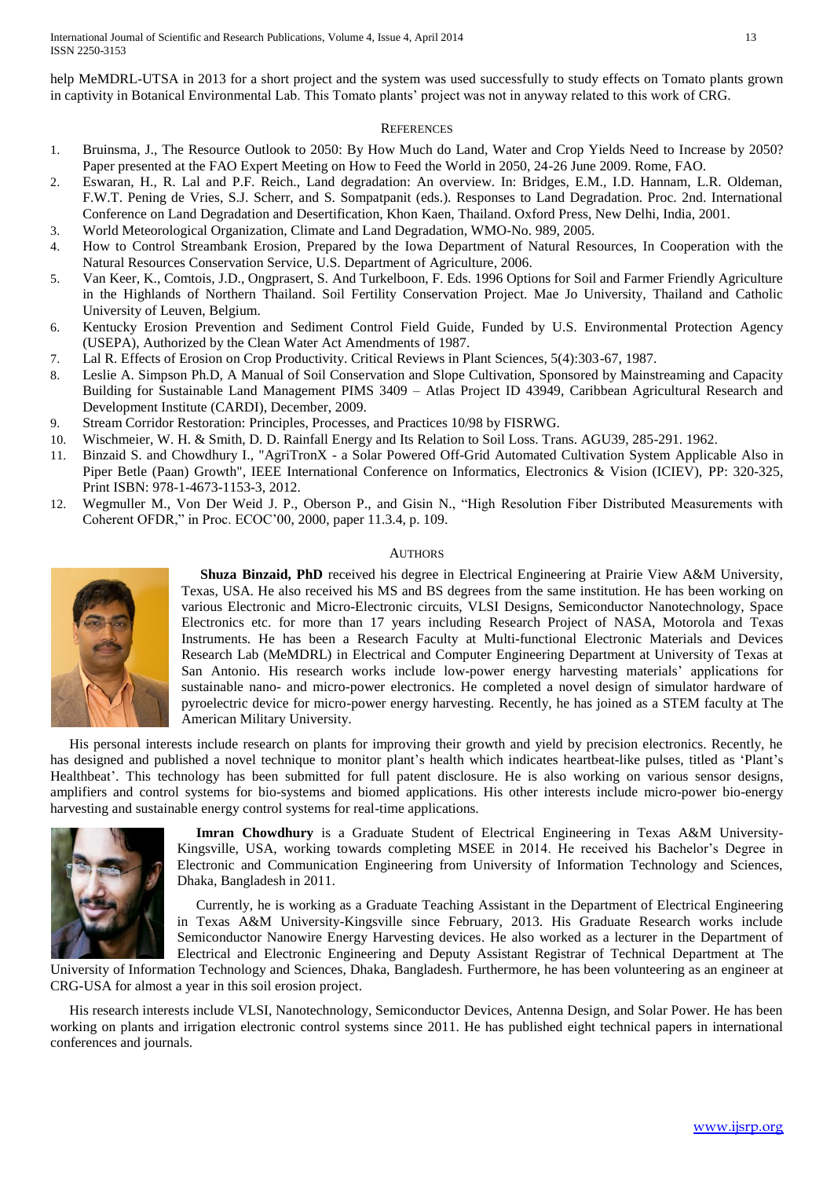help MeMDRL-UTSA in 2013 for a short project and the system was used successfully to study effects on Tomato plants grown in captivity in Botanical Environmental Lab. This Tomato plants' project was not in anyway related to this work of CRG.

## References

1. Bruinsma, J., The Resource Outlook to 2050: By How Much do Land, Water and Crop Yields Need to Increase by 2050? Paper presented at the FAO Expert Meeting on How to Feed the World in 2050, 24-26 June 2009. Rome, FAO.
2. Eswaran, H., R. Lal and P.F. Reich., Land degradation: An overview. In: Bridges, E.M., I.D. Hannam, L.R. Oldeman, F.W.T. Pening de Vries, S.J. Scherr, and S. Sompatpanit (eds.). Responses to Land Degradation. Proc. 2nd. International Conference on Land Degradation and Desertification, Khon Kaen, Thailand. Oxford Press, New Delhi, India, 2001.
3. World Meteorological Organization, Climate and Land Degradation, WMO-No. 989, 2005.
4. How to Control Streambank Erosion, Prepared by the Iowa Department of Natural Resources, In Cooperation with the Natural Resources Conservation Service, U.S. Department of Agriculture, 2006.
5. Van Keer, K., Comtois, J.D., Ongprasert, S. And Turkelboon, F. Eds. 1996 Options for Soil and Farmer Friendly Agriculture in the Highlands of Northern Thailand. Soil Fertility Conservation Project. Mae Jo University, Thailand and Catholic University of Leuven, Belgium.
6. Kentucky Erosion Prevention and Sediment Control Field Guide, Funded by U.S. Environmental Protection Agency (USEPA), Authorized by the Clean Water Act Amendments of 1987.
7. Lal R. Effects of Erosion on Crop Productivity. Critical Reviews in Plant Sciences, 5(4):303-67, 1987.
8. Leslie A. Simpson Ph.D, A Manual of Soil Conservation and Slope Cultivation, Sponsored by Mainstreaming and Capacity Building for Sustainable Land Management PIMS 3409 – Atlas Project ID 43949, Caribbean Agricultural Research and Development Institute (CARDI), December, 2009.
9. Stream Corridor Restoration: Principles, Processes, and Practices 10/98 by FISRWG.
10. Wischmeier, W. H. & Smith, D. D. Rainfall Energy and Its Relation to Soil Loss. Trans. AGU39, 285-291. 1962.
11. Binzaid S. and Chowdhury I., "AgriTronX - a Solar Powered Off-Grid Automated Cultivation System Applicable Also in Piper Betle (Paan) Growth", IEEE International Conference on Informatics, Electronics & Vision (ICIEV), PP: 320-325, Print ISBN: 978-1-4673-1153-3, 2012.
12. Wegmuller M., Von Der Weid J. P., Oberson P., and Gisin N., "High Resolution Fiber Distributed Measurements with Coherent OFDR," in Proc. ECOC'00, 2000, paper 11.3.4, p. 109.

## Authors

**Shuza Binzaid, PhD** received his degree in Electrical Engineering at Prairie View A&M University, Texas, USA. He also received his MS and BS degrees from the same institution. He has been working on various Electronic and Micro-Electronic circuits, VLSI Designs, Semiconductor Nanotechnology, Space Electronics etc. for more than 17 years including Research Project of NASA, Motorola and Texas Instruments. He has been a Research Faculty at Multi-functional Electronic Materials and Devices Research Lab (MeMDRL) in Electrical and Computer Engineering Department at University of Texas at San Antonio. His research works include low-power energy harvesting materials' applications for sustainable nano- and micro-power electronics. He completed a novel design of simulator hardware of pyroelectric device for micro-power energy harvesting. Recently, he has joined as a STEM faculty at The American Military University.

His personal interests include research on plants for improving their growth and yield by precision electronics. Recently, he has designed and published a novel technique to monitor plant's health which indicates heartbeat-like pulses, titled as 'Plant's Healthbeat'. This technology has been submitted for full patent disclosure. He is also working on various sensor designs, amplifiers and control systems for bio-systems and biomed applications. His other interests include micro-power bio-energy harvesting and sustainable energy control systems for real-time applications.

**Imran Chowdhury** is a Graduate Student of Electrical Engineering in Texas A&M University-Kingsville, USA, working towards completing MSEE in 2014. He received his Bachelor's Degree in Electronic and Communication Engineering from University of Information Technology and Sciences, Dhaka, Bangladesh in 2011.

Currently, he is working as a Graduate Teaching Assistant in the Department of Electrical Engineering in Texas A&M University-Kingsville since February, 2013. His Graduate Research works include Semiconductor Nanowire Energy Harvesting devices. He also worked as a lecturer in the Department of Electrical and Electronic Engineering and Deputy Assistant Registrar of Technical Department at The University of Information Technology and Sciences, Dhaka, Bangladesh. Furthermore, he has been volunteering as an engineer at CRG-USA for almost a year in this soil erosion project.

His research interests include VLSI, Nanotechnology, Semiconductor Devices, Antenna Design, and Solar Power. He has been working on plants and irrigation electronic control systems since 2011. He has published eight technical papers in international conferences and journals.